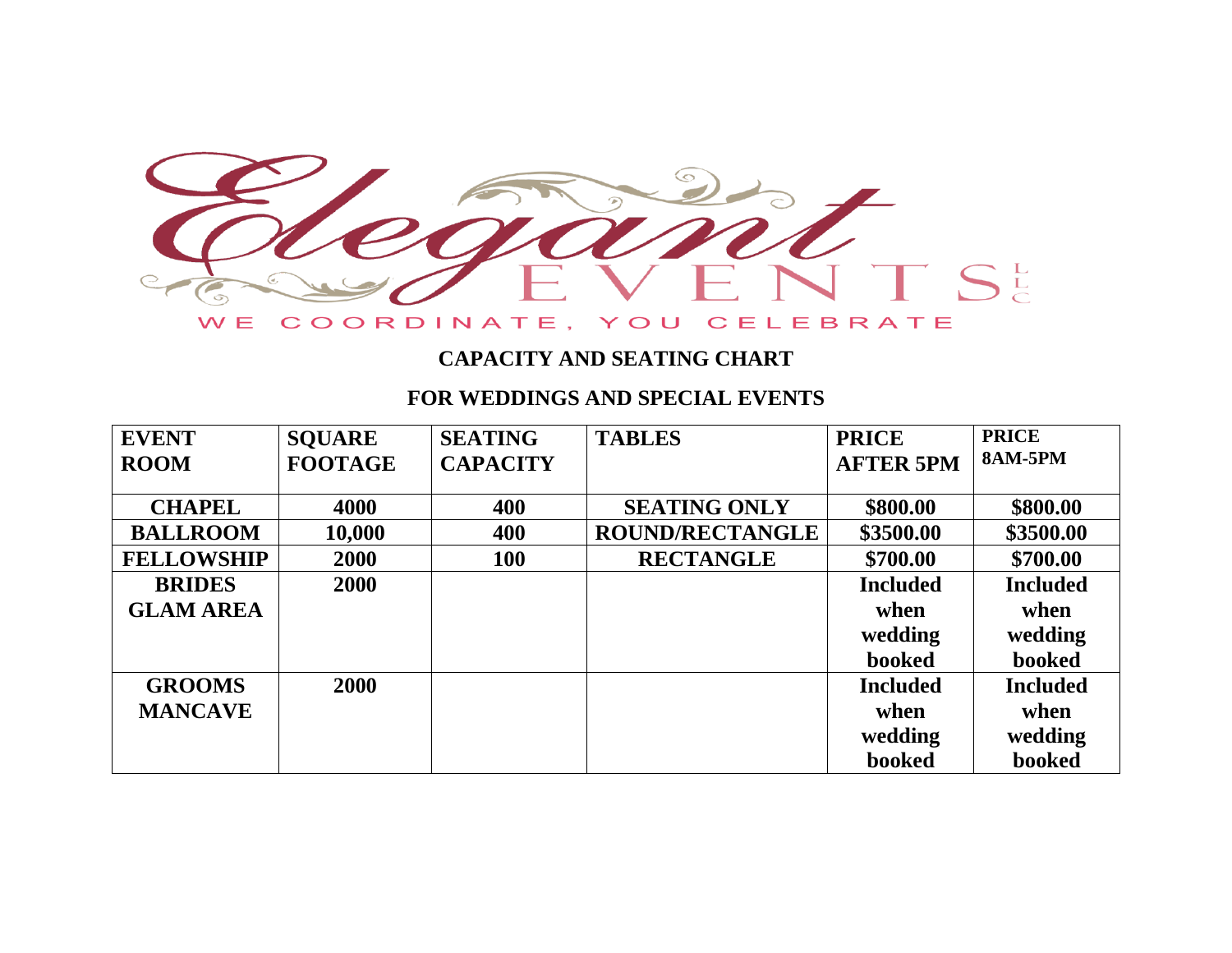Elegant EVENTS LLC

WE COORDINATE, YOU CELEBRATE

## CAPACITY AND SEATING CHART

## FOR WEDDINGS AND SPECIAL EVENTS

| EVENT ROOM | SQUARE FOOTAGE | SEATING CAPACITY | TABLES | PRICE AFTER 5PM | PRICE 8AM-5PM |
|---|---|---|---|---|---|
| CHAPEL | 4000 | 400 | SEATING ONLY | $800.00 | $800.00 |
| BALLROOM | 10,000 | 400 | ROUND/RECTANGLE | $3500.00 | $3500.00 |
| FELLOWSHIP | 2000 | 100 | RECTANGLE | $700.00 | $700.00 |
| BRIDES GLAM AREA | 2000 | | | Included when wedding booked | Included when wedding booked |
| GROOMS MANCAVE | 2000 | | | Included when wedding booked | Included when wedding booked |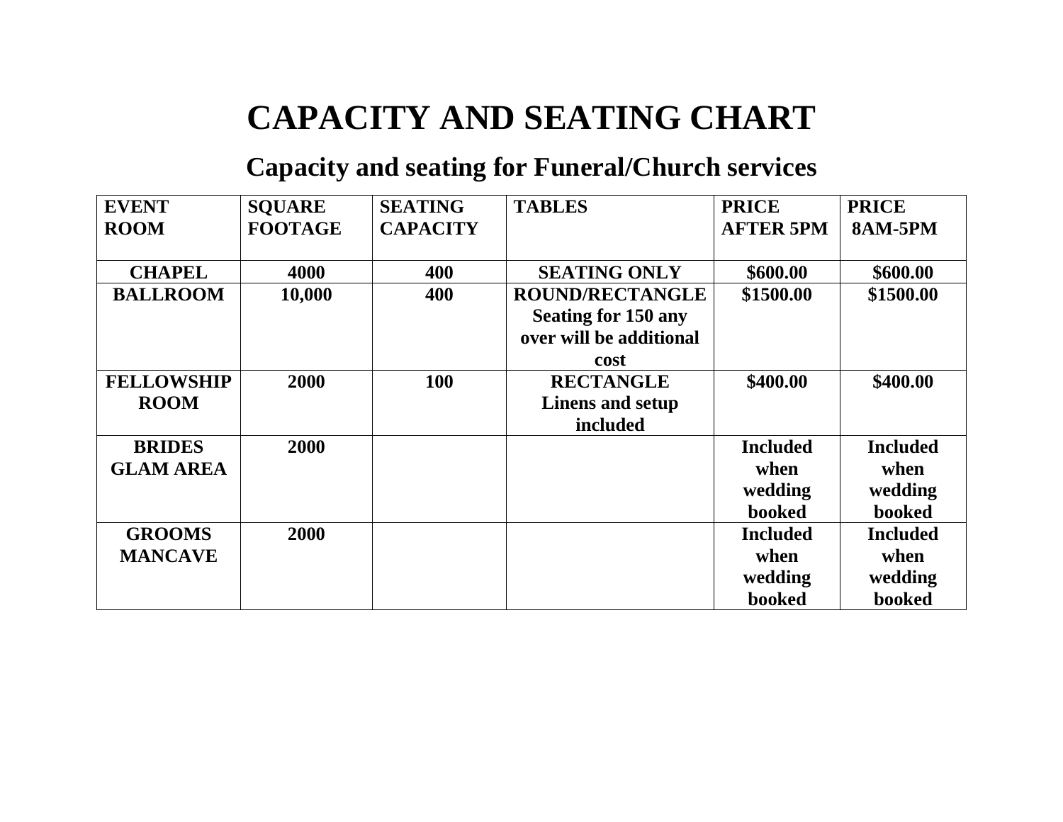# CAPACITY AND SEATING CHART

## Capacity and seating for Funeral/Church services

| EVENT ROOM | SQUARE FOOTAGE | SEATING CAPACITY | TABLES | PRICE AFTER 5PM | PRICE 8AM-5PM |
|---|---|---|---|---|---|
| **CHAPEL** | **4000** | **400** | **SEATING ONLY** | **$600.00** | **$600.00** |
| **BALLROOM** | **10,000** | **400** | **ROUND/RECTANGLE Seating for 150 any over will be additional cost** | **$1500.00** | **$1500.00** |
| **FELLOWSHIP ROOM** | **2000** | **100** | **RECTANGLE Linens and setup included** | **$400.00** | **$400.00** |
| **BRIDES GLAM AREA** | **2000** | | | **Included when wedding booked** | **Included when wedding booked** |
| **GROOMS MANCAVE** | **2000** | | | **Included when wedding booked** | **Included when wedding booked** |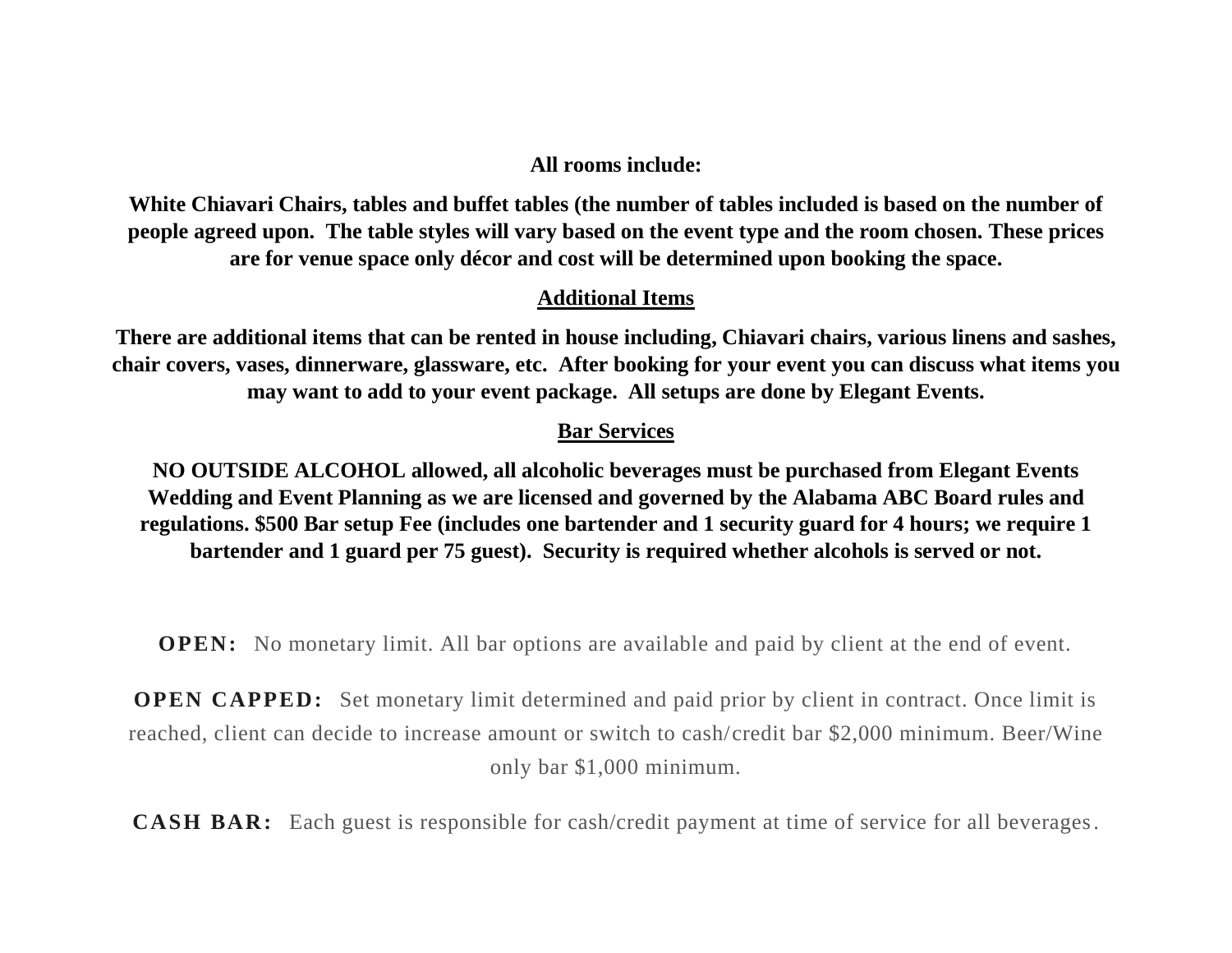**All rooms include:**

**White Chiavari Chairs, tables and buffet tables (the number of tables included is based on the number of people agreed upon. The table styles will vary based on the event type and the room chosen. These prices are for venue space only décor and cost will be determined upon booking the space.**

## Additional Items

**There are additional items that can be rented in house including, Chiavari chairs, various linens and sashes, chair covers, vases, dinnerware, glassware, etc. After booking for your event you can discuss what items you may want to add to your event package. All setups are done by Elegant Events.**

## Bar Services

**NO OUTSIDE ALCOHOL allowed, all alcoholic beverages must be purchased from Elegant Events Wedding and Event Planning as we are licensed and governed by the Alabama ABC Board rules and regulations. $500 Bar setup Fee (includes one bartender and 1 security guard for 4 hours; we require 1 bartender and 1 guard per 75 guest). Security is required whether alcohols is served or not.**

**OPEN:** No monetary limit. All bar options are available and paid by client at the end of event.

**OPEN CAPPED:** Set monetary limit determined and paid prior by client in contract. Once limit is reached, client can decide to increase amount or switch to cash/credit bar $2,000 minimum. Beer/Wine only bar $1,000 minimum.

**CASH BAR:** Each guest is responsible for cash/credit payment at time of service for all beverages.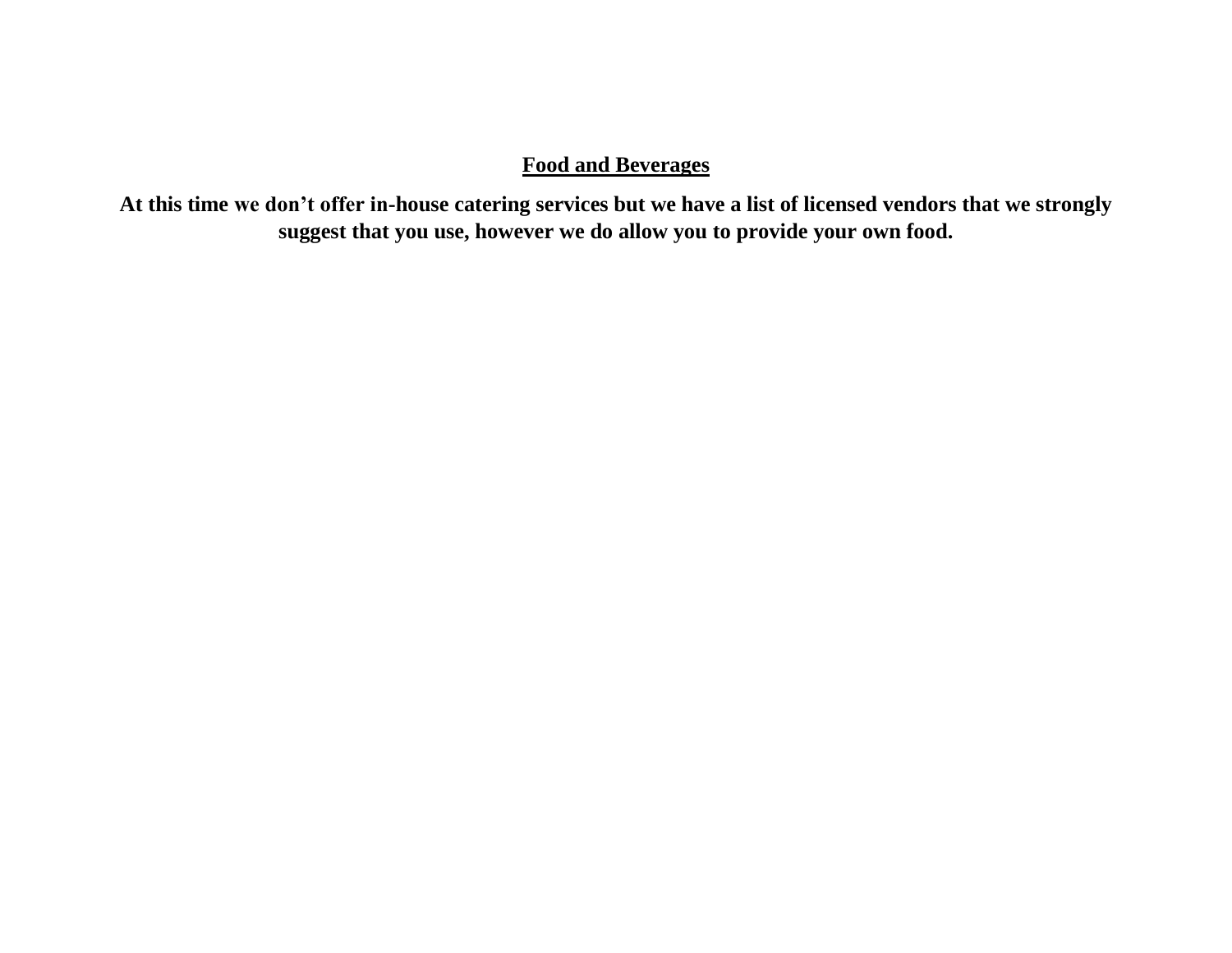## Food and Beverages

**At this time we don't offer in-house catering services but we have a list of licensed vendors that we strongly suggest that you use, however we do allow you to provide your own food.**